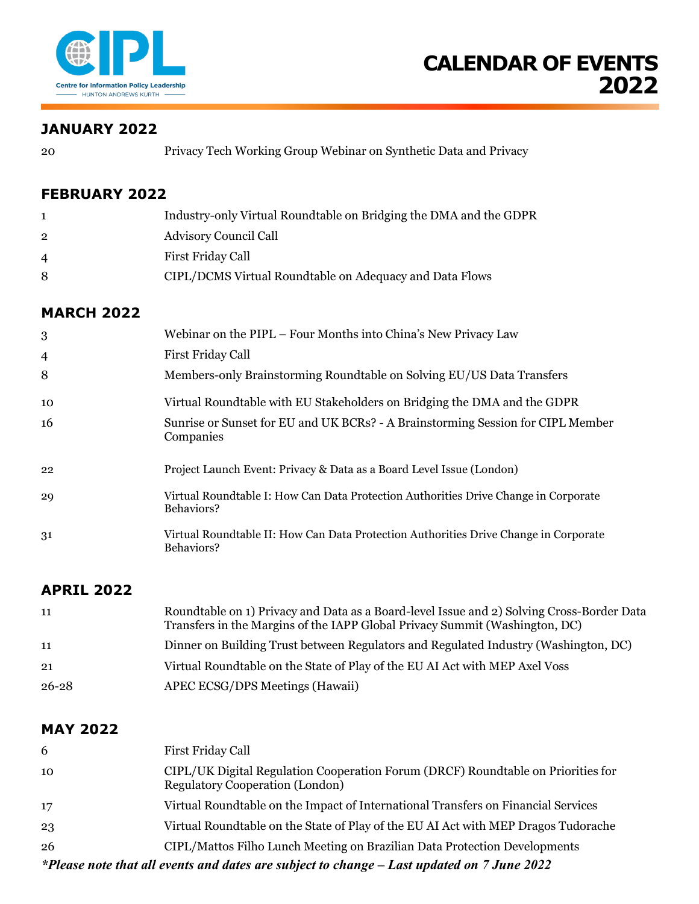# CALENDAR OF EVENTS 2022

## JANUARY 2022

| | |
|---|---|
| 20 | Privacy Tech Working Group Webinar on Synthetic Data and Privacy |

## FEBRUARY 2022

| | |
|---|---|
| 1 | Industry-only Virtual Roundtable on Bridging the DMA and the GDPR |
| 2 | Advisory Council Call |
| 4 | First Friday Call |
| 8 | CIPL/DCMS Virtual Roundtable on Adequacy and Data Flows |

## MARCH 2022

| | |
|---|---|
| 3 | Webinar on the PIPL – Four Months into China's New Privacy Law |
| 4 | First Friday Call |
| 8 | Members-only Brainstorming Roundtable on Solving EU/US Data Transfers |
| 10 | Virtual Roundtable with EU Stakeholders on Bridging the DMA and the GDPR |
| 16 | Sunrise or Sunset for EU and UK BCRs? - A Brainstorming Session for CIPL Member Companies |
| 22 | Project Launch Event: Privacy & Data as a Board Level Issue (London) |
| 29 | Virtual Roundtable I: How Can Data Protection Authorities Drive Change in Corporate Behaviors? |
| 31 | Virtual Roundtable II: How Can Data Protection Authorities Drive Change in Corporate Behaviors? |

## APRIL 2022

| | |
|---|---|
| 11 | Roundtable on 1) Privacy and Data as a Board-level Issue and 2) Solving Cross-Border Data Transfers in the Margins of the IAPP Global Privacy Summit (Washington, DC) |
| 11 | Dinner on Building Trust between Regulators and Regulated Industry (Washington, DC) |
| 21 | Virtual Roundtable on the State of Play of the EU AI Act with MEP Axel Voss |
| 26-28 | APEC ECSG/DPS Meetings (Hawaii) |

## MAY 2022

| | |
|---|---|
| 6 | First Friday Call |
| 10 | CIPL/UK Digital Regulation Cooperation Forum (DRCF) Roundtable on Priorities for Regulatory Cooperation (London) |
| 17 | Virtual Roundtable on the Impact of International Transfers on Financial Services |
| 23 | Virtual Roundtable on the State of Play of the EU AI Act with MEP Dragos Tudorache |
| 26 | CIPL/Mattos Filho Lunch Meeting on Brazilian Data Protection Developments |

***Please note that all events and dates are subject to change – Last updated on 7 June 2022***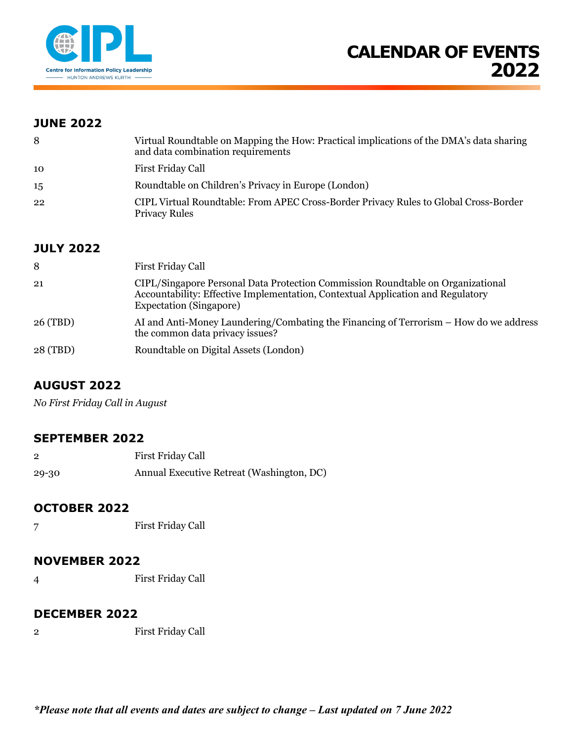# CALENDAR OF EVENTS 2022

## JUNE 2022

| | |
|---|---|
| 8 | Virtual Roundtable on Mapping the How: Practical implications of the DMA's data sharing and data combination requirements |
| 10 | First Friday Call |
| 15 | Roundtable on Children's Privacy in Europe (London) |
| 22 | CIPL Virtual Roundtable: From APEC Cross-Border Privacy Rules to Global Cross-Border Privacy Rules |

## JULY 2022

| | |
|---|---|
| 8 | First Friday Call |
| 21 | CIPL/Singapore Personal Data Protection Commission Roundtable on Organizational Accountability: Effective Implementation, Contextual Application and Regulatory Expectation (Singapore) |
| 26 (TBD) | AI and Anti-Money Laundering/Combating the Financing of Terrorism – How do we address the common data privacy issues? |
| 28 (TBD) | Roundtable on Digital Assets (London) |

## AUGUST 2022

*No First Friday Call in August*

## SEPTEMBER 2022

| | |
|---|---|
| 2 | First Friday Call |
| 29-30 | Annual Executive Retreat (Washington, DC) |

## OCTOBER 2022

| | |
|---|---|
| 7 | First Friday Call |

## NOVEMBER 2022

| | |
|---|---|
| 4 | First Friday Call |

## DECEMBER 2022

| | |
|---|---|
| 2 | First Friday Call |

***Please note that all events and dates are subject to change – Last updated on 7 June 2022***